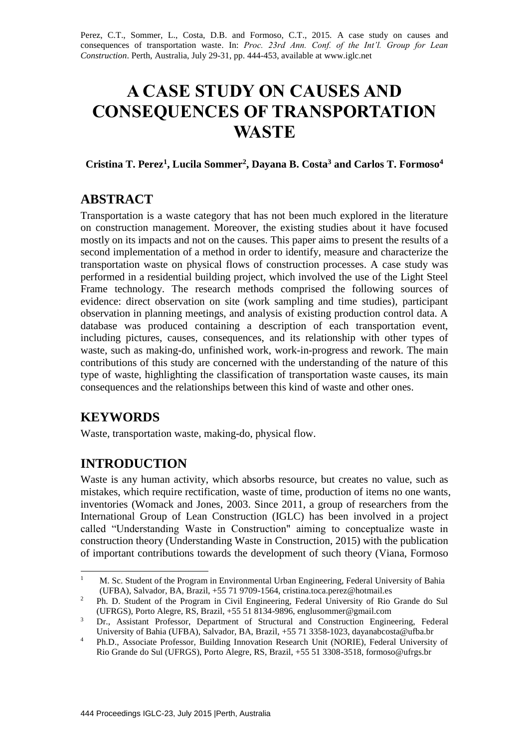Perez, C.T., Sommer, L., Costa, D.B. and Formoso, C.T., 2015. A case study on causes and consequences of transportation waste. In: *Proc. 23rd Ann. Conf. of the Int'l. Group for Lean Construction*. Perth, Australia, July 29-31, pp. 444-453, available at www.iglc.net

# A CASE STUDY ON CAUSES AND CONSEQUENCES OF TRANSPORTATION WASTE

**Cristina T. Perez[1], Lucila Sommer[2], Dayana B. Costa[3] and Carlos T. Formoso[4]**

## ABSTRACT

Transportation is a waste category that has not been much explored in the literature on construction management. Moreover, the existing studies about it have focused mostly on its impacts and not on the causes. This paper aims to present the results of a second implementation of a method in order to identify, measure and characterize the transportation waste on physical flows of construction processes. A case study was performed in a residential building project, which involved the use of the Light Steel Frame technology. The research methods comprised the following sources of evidence: direct observation on site (work sampling and time studies), participant observation in planning meetings, and analysis of existing production control data. A database was produced containing a description of each transportation event, including pictures, causes, consequences, and its relationship with other types of waste, such as making-do, unfinished work, work-in-progress and rework. The main contributions of this study are concerned with the understanding of the nature of this type of waste, highlighting the classification of transportation waste causes, its main consequences and the relationships between this kind of waste and other ones.

## KEYWORDS

Waste, transportation waste, making-do, physical flow.

## INTRODUCTION

Waste is any human activity, which absorbs resource, but creates no value, such as mistakes, which require rectification, waste of time, production of items no one wants, inventories (Womack and Jones, 2003. Since 2011, a group of researchers from the International Group of Lean Construction (IGLC) has been involved in a project called "Understanding Waste in Construction" aiming to conceptualize waste in construction theory (Understanding Waste in Construction, 2015) with the publication of important contributions towards the development of such theory (Viana, Formoso

---

[1] M. Sc. Student of the Program in Environmental Urban Engineering, Federal University of Bahia (UFBA), Salvador, BA, Brazil, +55 71 9709-1564, cristina.toca.perez@hotmail.es

[2] Ph. D. Student of the Program in Civil Engineering, Federal University of Rio Grande do Sul (UFRGS), Porto Alegre, RS, Brazil, +55 51 8134-9896, englusommer@gmail.com

[3] Dr., Assistant Professor, Department of Structural and Construction Engineering, Federal University of Bahia (UFBA), Salvador, BA, Brazil, +55 71 3358-1023, dayanabcosta@ufba.br

[4] Ph.D., Associate Professor, Building Innovation Research Unit (NORIE), Federal University of Rio Grande do Sul (UFRGS), Porto Alegre, RS, Brazil, +55 51 3308-3518, formoso@ufrgs.br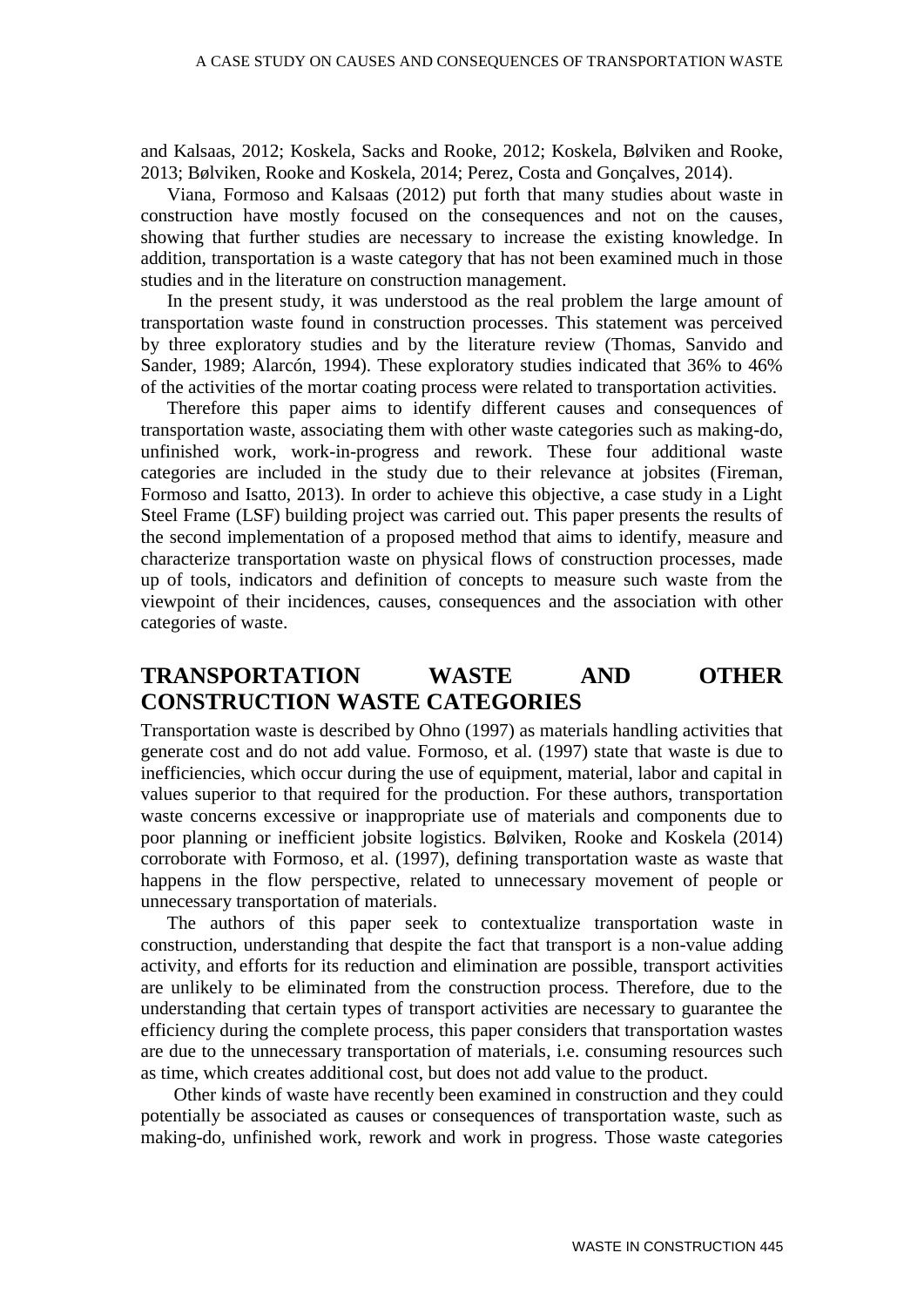and Kalsaas, 2012; Koskela, Sacks and Rooke, 2012; Koskela, Bølviken and Rooke, 2013; Bølviken, Rooke and Koskela, 2014; Perez, Costa and Gonçalves, 2014).

Viana, Formoso and Kalsaas (2012) put forth that many studies about waste in construction have mostly focused on the consequences and not on the causes, showing that further studies are necessary to increase the existing knowledge. In addition, transportation is a waste category that has not been examined much in those studies and in the literature on construction management.

In the present study, it was understood as the real problem the large amount of transportation waste found in construction processes. This statement was perceived by three exploratory studies and by the literature review (Thomas, Sanvido and Sander, 1989; Alarcón, 1994). These exploratory studies indicated that 36% to 46% of the activities of the mortar coating process were related to transportation activities.

Therefore this paper aims to identify different causes and consequences of transportation waste, associating them with other waste categories such as making-do, unfinished work, work-in-progress and rework. These four additional waste categories are included in the study due to their relevance at jobsites (Fireman, Formoso and Isatto, 2013). In order to achieve this objective, a case study in a Light Steel Frame (LSF) building project was carried out. This paper presents the results of the second implementation of a proposed method that aims to identify, measure and characterize transportation waste on physical flows of construction processes, made up of tools, indicators and definition of concepts to measure such waste from the viewpoint of their incidences, causes, consequences and the association with other categories of waste.

## TRANSPORTATION WASTE AND OTHER CONSTRUCTION WASTE CATEGORIES

Transportation waste is described by Ohno (1997) as materials handling activities that generate cost and do not add value. Formoso, et al. (1997) state that waste is due to inefficiencies, which occur during the use of equipment, material, labor and capital in values superior to that required for the production. For these authors, transportation waste concerns excessive or inappropriate use of materials and components due to poor planning or inefficient jobsite logistics. Bølviken, Rooke and Koskela (2014) corroborate with Formoso, et al. (1997), defining transportation waste as waste that happens in the flow perspective, related to unnecessary movement of people or unnecessary transportation of materials.

The authors of this paper seek to contextualize transportation waste in construction, understanding that despite the fact that transport is a non-value adding activity, and efforts for its reduction and elimination are possible, transport activities are unlikely to be eliminated from the construction process. Therefore, due to the understanding that certain types of transport activities are necessary to guarantee the efficiency during the complete process, this paper considers that transportation wastes are due to the unnecessary transportation of materials, i.e. consuming resources such as time, which creates additional cost, but does not add value to the product.

Other kinds of waste have recently been examined in construction and they could potentially be associated as causes or consequences of transportation waste, such as making-do, unfinished work, rework and work in progress. Those waste categories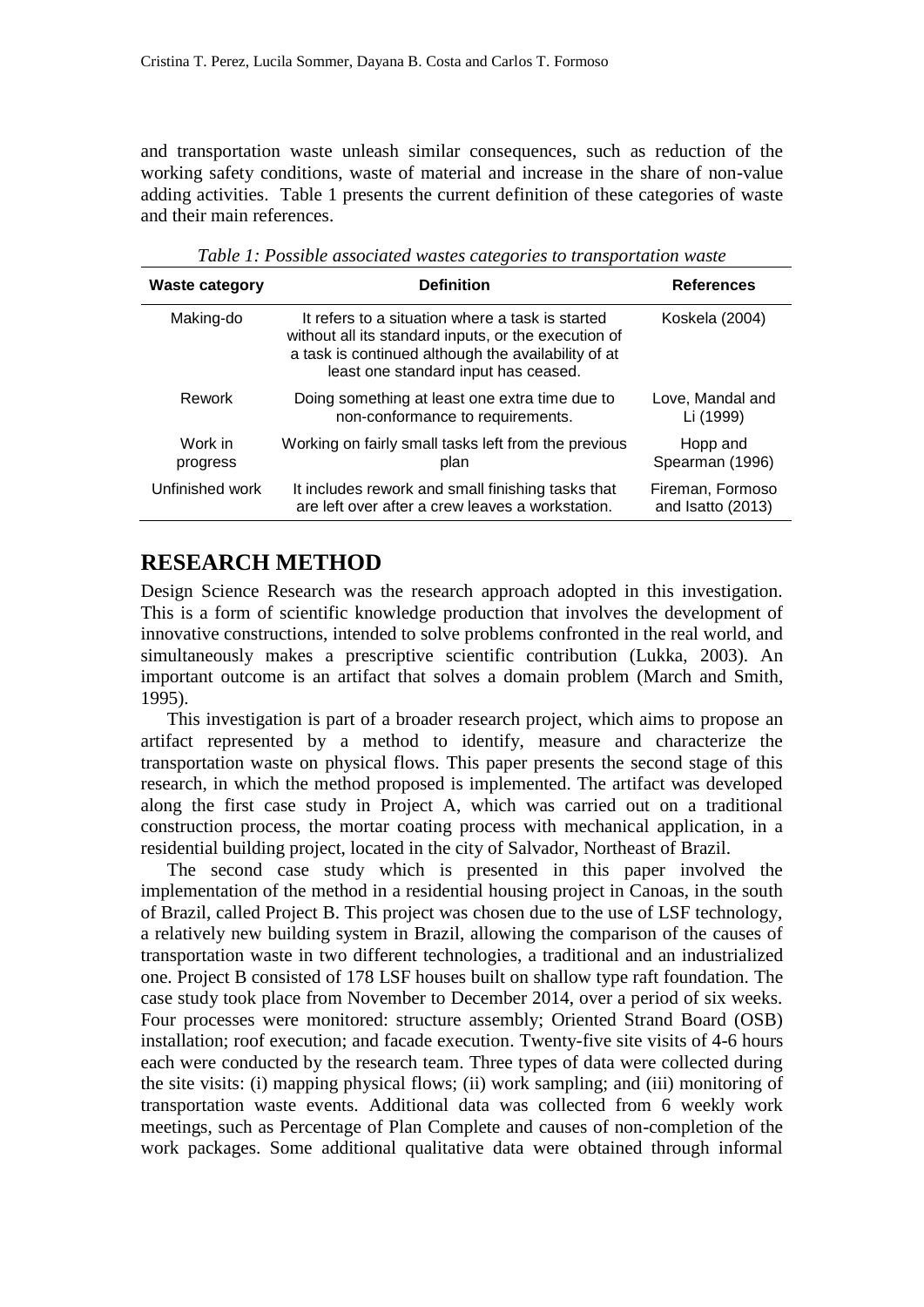and transportation waste unleash similar consequences, such as reduction of the working safety conditions, waste of material and increase in the share of non-value adding activities. Table 1 presents the current definition of these categories of waste and their main references.

*Table 1: Possible associated wastes categories to transportation waste*

| Waste category | Definition | References |
|---|---|---|
| Making-do | It refers to a situation where a task is started without all its standard inputs, or the execution of a task is continued although the availability of at least one standard input has ceased. | Koskela (2004) |
| Rework | Doing something at least one extra time due to non-conformance to requirements. | Love, Mandal and Li (1999) |
| Work in progress | Working on fairly small tasks left from the previous plan | Hopp and Spearman (1996) |
| Unfinished work | It includes rework and small finishing tasks that are left over after a crew leaves a workstation. | Fireman, Formoso and Isatto (2013) |

## RESEARCH METHOD

Design Science Research was the research approach adopted in this investigation. This is a form of scientific knowledge production that involves the development of innovative constructions, intended to solve problems confronted in the real world, and simultaneously makes a prescriptive scientific contribution (Lukka, 2003). An important outcome is an artifact that solves a domain problem (March and Smith, 1995).

This investigation is part of a broader research project, which aims to propose an artifact represented by a method to identify, measure and characterize the transportation waste on physical flows. This paper presents the second stage of this research, in which the method proposed is implemented. The artifact was developed along the first case study in Project A, which was carried out on a traditional construction process, the mortar coating process with mechanical application, in a residential building project, located in the city of Salvador, Northeast of Brazil.

The second case study which is presented in this paper involved the implementation of the method in a residential housing project in Canoas, in the south of Brazil, called Project B. This project was chosen due to the use of LSF technology, a relatively new building system in Brazil, allowing the comparison of the causes of transportation waste in two different technologies, a traditional and an industrialized one. Project B consisted of 178 LSF houses built on shallow type raft foundation. The case study took place from November to December 2014, over a period of six weeks. Four processes were monitored: structure assembly; Oriented Strand Board (OSB) installation; roof execution; and facade execution. Twenty-five site visits of 4-6 hours each were conducted by the research team. Three types of data were collected during the site visits: (i) mapping physical flows; (ii) work sampling; and (iii) monitoring of transportation waste events. Additional data was collected from 6 weekly work meetings, such as Percentage of Plan Complete and causes of non-completion of the work packages. Some additional qualitative data were obtained through informal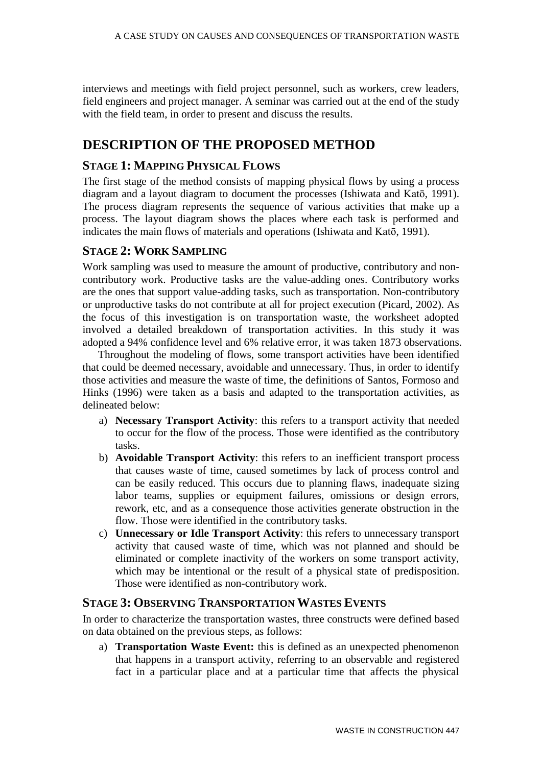interviews and meetings with field project personnel, such as workers, crew leaders, field engineers and project manager. A seminar was carried out at the end of the study with the field team, in order to present and discuss the results.

## DESCRIPTION OF THE PROPOSED METHOD

### STAGE 1: MAPPING PHYSICAL FLOWS

The first stage of the method consists of mapping physical flows by using a process diagram and a layout diagram to document the processes (Ishiwata and Katō, 1991). The process diagram represents the sequence of various activities that make up a process. The layout diagram shows the places where each task is performed and indicates the main flows of materials and operations (Ishiwata and Katō, 1991).

### STAGE 2: WORK SAMPLING

Work sampling was used to measure the amount of productive, contributory and non-contributory work. Productive tasks are the value-adding ones. Contributory works are the ones that support value-adding tasks, such as transportation. Non-contributory or unproductive tasks do not contribute at all for project execution (Picard, 2002). As the focus of this investigation is on transportation waste, the worksheet adopted involved a detailed breakdown of transportation activities. In this study it was adopted a 94% confidence level and 6% relative error, it was taken 1873 observations.

Throughout the modeling of flows, some transport activities have been identified that could be deemed necessary, avoidable and unnecessary. Thus, in order to identify those activities and measure the waste of time, the definitions of Santos, Formoso and Hinks (1996) were taken as a basis and adapted to the transportation activities, as delineated below:

a) **Necessary Transport Activity**: this refers to a transport activity that needed to occur for the flow of the process. Those were identified as the contributory tasks.
b) **Avoidable Transport Activity**: this refers to an inefficient transport process that causes waste of time, caused sometimes by lack of process control and can be easily reduced. This occurs due to planning flaws, inadequate sizing labor teams, supplies or equipment failures, omissions or design errors, rework, etc, and as a consequence those activities generate obstruction in the flow. Those were identified in the contributory tasks.
c) **Unnecessary or Idle Transport Activity**: this refers to unnecessary transport activity that caused waste of time, which was not planned and should be eliminated or complete inactivity of the workers on some transport activity, which may be intentional or the result of a physical state of predisposition. Those were identified as non-contributory work.

### STAGE 3: OBSERVING TRANSPORTATION WASTES EVENTS

In order to characterize the transportation wastes, three constructs were defined based on data obtained on the previous steps, as follows:

a) **Transportation Waste Event:** this is defined as an unexpected phenomenon that happens in a transport activity, referring to an observable and registered fact in a particular place and at a particular time that affects the physical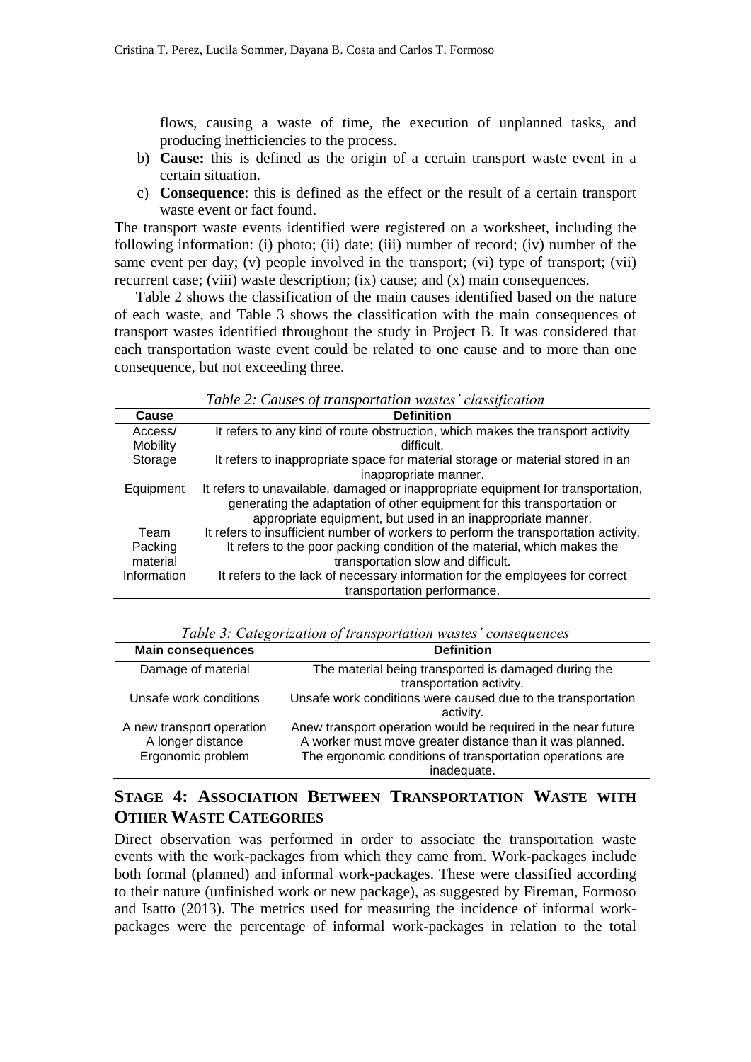flows, causing a waste of time, the execution of unplanned tasks, and producing inefficiencies to the process.

b) **Cause:** this is defined as the origin of a certain transport waste event in a certain situation.

c) **Consequence**: this is defined as the effect or the result of a certain transport waste event or fact found.

The transport waste events identified were registered on a worksheet, including the following information: (i) photo; (ii) date; (iii) number of record; (iv) number of the same event per day; (v) people involved in the transport; (vi) type of transport; (vii) recurrent case; (viii) waste description; (ix) cause; and (x) main consequences.

Table 2 shows the classification of the main causes identified based on the nature of each waste, and Table 3 shows the classification with the main consequences of transport wastes identified throughout the study in Project B. It was considered that each transportation waste event could be related to one cause and to more than one consequence, but not exceeding three.

*Table 2: Causes of transportation wastes' classification*

| Cause | Definition |
|---|---|
| Access/ Mobility | It refers to any kind of route obstruction, which makes the transport activity difficult. |
| Storage | It refers to inappropriate space for material storage or material stored in an inappropriate manner. |
| Equipment | It refers to unavailable, damaged or inappropriate equipment for transportation, generating the adaptation of other equipment for this transportation or appropriate equipment, but used in an inappropriate manner. |
| Team | It refers to insufficient number of workers to perform the transportation activity. |
| Packing material | It refers to the poor packing condition of the material, which makes the transportation slow and difficult. |
| Information | It refers to the lack of necessary information for the employees for correct transportation performance. |

*Table 3: Categorization of transportation wastes' consequences*

| Main consequences | Definition |
|---|---|
| Damage of material | The material being transported is damaged during the transportation activity. |
| Unsafe work conditions | Unsafe work conditions were caused due to the transportation activity. |
| A new transport operation | Anew transport operation would be required in the near future |
| A longer distance | A worker must move greater distance than it was planned. |
| Ergonomic problem | The ergonomic conditions of transportation operations are inadequate. |

## STAGE 4: ASSOCIATION BETWEEN TRANSPORTATION WASTE WITH OTHER WASTE CATEGORIES

Direct observation was performed in order to associate the transportation waste events with the work-packages from which they came from. Work-packages include both formal (planned) and informal work-packages. These were classified according to their nature (unfinished work or new package), as suggested by Fireman, Formoso and Isatto (2013). The metrics used for measuring the incidence of informal work-packages were the percentage of informal work-packages in relation to the total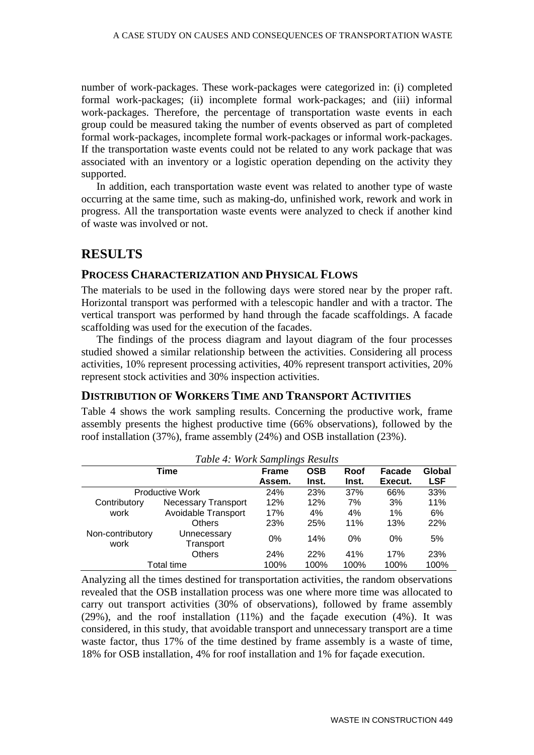number of work-packages. These work-packages were categorized in: (i) completed formal work-packages; (ii) incomplete formal work-packages; and (iii) informal work-packages. Therefore, the percentage of transportation waste events in each group could be measured taking the number of events observed as part of completed formal work-packages, incomplete formal work-packages or informal work-packages. If the transportation waste events could not be related to any work package that was associated with an inventory or a logistic operation depending on the activity they supported.

In addition, each transportation waste event was related to another type of waste occurring at the same time, such as making-do, unfinished work, rework and work in progress. All the transportation waste events were analyzed to check if another kind of waste was involved or not.

# RESULTS

## PROCESS CHARACTERIZATION AND PHYSICAL FLOWS

The materials to be used in the following days were stored near by the proper raft. Horizontal transport was performed with a telescopic handler and with a tractor. The vertical transport was performed by hand through the facade scaffoldings. A facade scaffolding was used for the execution of the facades.

The findings of the process diagram and layout diagram of the four processes studied showed a similar relationship between the activities. Considering all process activities, 10% represent processing activities, 40% represent transport activities, 20% represent stock activities and 30% inspection activities.

## DISTRIBUTION OF WORKERS TIME AND TRANSPORT ACTIVITIES

Table 4 shows the work sampling results. Concerning the productive work, frame assembly presents the highest productive time (66% observations), followed by the roof installation (37%), frame assembly (24%) and OSB installation (23%).

*Table 4: Work Samplings Results*

| Time | | Frame Assem. | OSB Inst. | Roof Inst. | Facade Execut. | Global LSF |
|---|---|---|---|---|---|---|
| Productive Work | | 24% | 23% | 37% | 66% | 33% |
| Contributory work | Necessary Transport | 12% | 12% | 7% | 3% | 11% |
| | Avoidable Transport | 17% | 4% | 4% | 1% | 6% |
| | Others | 23% | 25% | 11% | 13% | 22% |
| Non-contributory work | Unnecessary Transport | 0% | 14% | 0% | 0% | 5% |
| | Others | 24% | 22% | 41% | 17% | 23% |
| Total time | | 100% | 100% | 100% | 100% | 100% |

Analyzing all the times destined for transportation activities, the random observations revealed that the OSB installation process was one where more time was allocated to carry out transport activities (30% of observations), followed by frame assembly (29%), and the roof installation (11%) and the façade execution (4%). It was considered, in this study, that avoidable transport and unnecessary transport are a time waste factor, thus 17% of the time destined by frame assembly is a waste of time, 18% for OSB installation, 4% for roof installation and 1% for façade execution.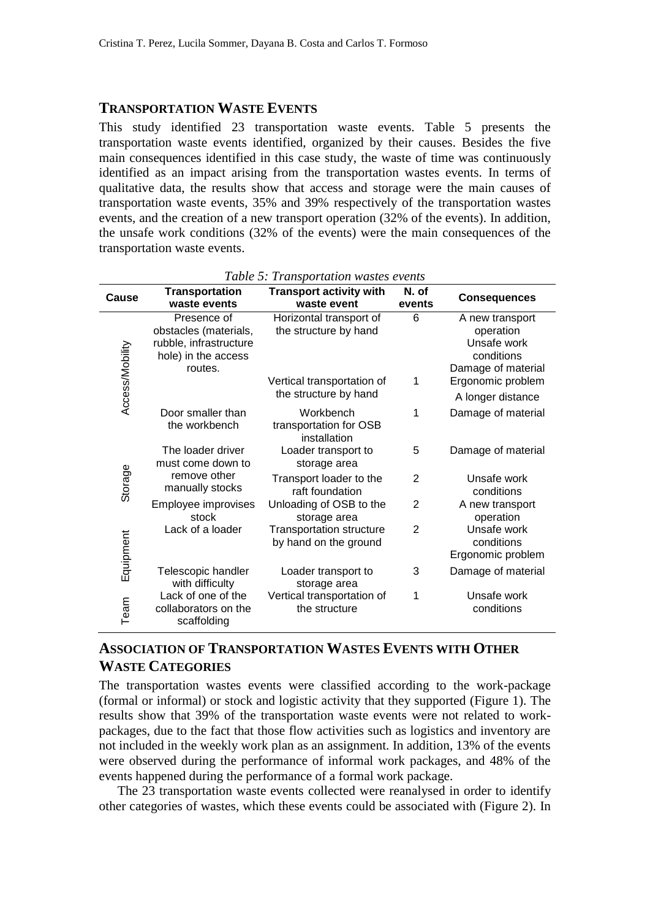## TRANSPORTATION WASTE EVENTS

This study identified 23 transportation waste events. Table 5 presents the transportation waste events identified, organized by their causes. Besides the five main consequences identified in this case study, the waste of time was continuously identified as an impact arising from the transportation wastes events. In terms of qualitative data, the results show that access and storage were the main causes of transportation waste events, 35% and 39% respectively of the transportation wastes events, and the creation of a new transport operation (32% of the events). In addition, the unsafe work conditions (32% of the events) were the main consequences of the transportation waste events.

*Table 5: Transportation wastes events*

| Cause | Transportation waste events | Transport activity with waste event | N. of events | Consequences |
|---|---|---|---|---|
| Access/Mobility | Presence of obstacles (materials, rubble, infrastructure hole) in the access routes. | Horizontal transport of the structure by hand | 6 | A new transport operation<br>Unsafe work conditions<br>Damage of material |
| | | Vertical transportation of the structure by hand | 1 | Ergonomic problem<br>A longer distance |
| | Door smaller than the workbench | Workbench transportation for OSB installation | 1 | Damage of material |
| Storage | The loader driver must come down to remove other manually stocks | Loader transport to storage area | 5 | Damage of material |
| | | Transport loader to the raft foundation | 2 | Unsafe work conditions |
| | Employee improvises stock | Unloading of OSB to the storage area | 2 | A new transport operation |
| Equipment | Lack of a loader | Transportation structure by hand on the ground | 2 | Unsafe work conditions<br>Ergonomic problem |
| | Telescopic handler with difficulty | Loader transport to storage area | 3 | Damage of material |
| Team | Lack of one of the collaborators on the scaffolding | Vertical transportation of the structure | 1 | Unsafe work conditions |

## ASSOCIATION OF TRANSPORTATION WASTES EVENTS WITH OTHER WASTE CATEGORIES

The transportation wastes events were classified according to the work-package (formal or informal) or stock and logistic activity that they supported (Figure 1). The results show that 39% of the transportation waste events were not related to work-packages, due to the fact that those flow activities such as logistics and inventory are not included in the weekly work plan as an assignment. In addition, 13% of the events were observed during the performance of informal work packages, and 48% of the events happened during the performance of a formal work package.

The 23 transportation waste events collected were reanalysed in order to identify other categories of wastes, which these events could be associated with (Figure 2). In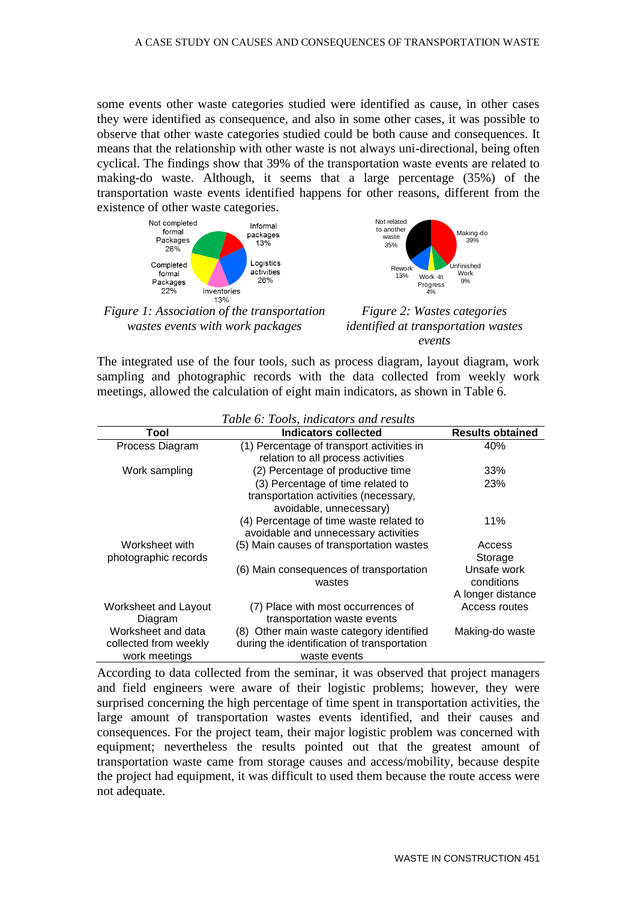some events other waste categories studied were identified as cause, in other cases they were identified as consequence, and also in some other cases, it was possible to observe that other waste categories studied could be both cause and consequences. It means that the relationship with other waste is not always uni-directional, being often cyclical. The findings show that 39% of the transportation waste events are related to making-do waste. Although, it seems that a large percentage (35%) of the transportation waste events identified happens for other reasons, different from the existence of other waste categories.

*Figure 1: Association of the transportation wastes events with work packages*

*Figure 2: Wastes categories identified at transportation wastes events*

The integrated use of the four tools, such as process diagram, layout diagram, work sampling and photographic records with the data collected from weekly work meetings, allowed the calculation of eight main indicators, as shown in Table 6.

*Table 6: Tools, indicators and results*

| Tool | Indicators collected | Results obtained |
|---|---|---|
| Process Diagram | (1) Percentage of transport activities in relation to all process activities | 40% |
| Work sampling | (2) Percentage of productive time | 33% |
| | (3) Percentage of time related to transportation activities (necessary, avoidable, unnecessary) | 23% |
| | (4) Percentage of time waste related to avoidable and unnecessary activities | 11% |
| Worksheet with photographic records | (5) Main causes of transportation wastes | Access Storage |
| | (6) Main consequences of transportation wastes | Unsafe work conditions A longer distance |
| Worksheet and Layout Diagram | (7) Place with most occurrences of transportation waste events | Access routes |
| Worksheet and data collected from weekly work meetings | (8) Other main waste category identified during the identification of transportation waste events | Making-do waste |

According to data collected from the seminar, it was observed that project managers and field engineers were aware of their logistic problems; however, they were surprised concerning the high percentage of time spent in transportation activities, the large amount of transportation wastes events identified, and their causes and consequences. For the project team, their major logistic problem was concerned with equipment; nevertheless the results pointed out that the greatest amount of transportation waste came from storage causes and access/mobility, because despite the project had equipment, it was difficult to used them because the route access were not adequate.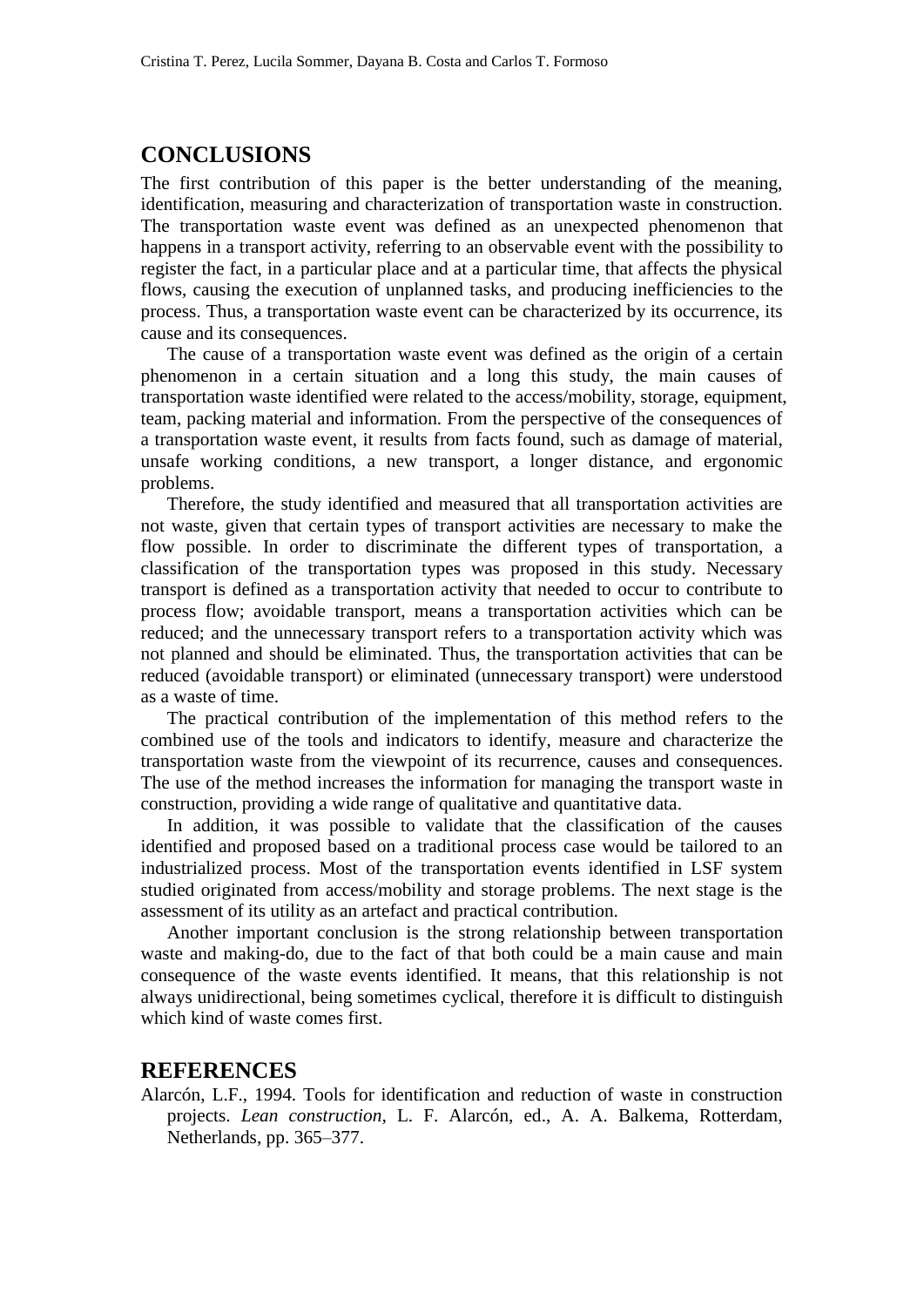## CONCLUSIONS

The first contribution of this paper is the better understanding of the meaning, identification, measuring and characterization of transportation waste in construction. The transportation waste event was defined as an unexpected phenomenon that happens in a transport activity, referring to an observable event with the possibility to register the fact, in a particular place and at a particular time, that affects the physical flows, causing the execution of unplanned tasks, and producing inefficiencies to the process. Thus, a transportation waste event can be characterized by its occurrence, its cause and its consequences.

The cause of a transportation waste event was defined as the origin of a certain phenomenon in a certain situation and a long this study, the main causes of transportation waste identified were related to the access/mobility, storage, equipment, team, packing material and information. From the perspective of the consequences of a transportation waste event, it results from facts found, such as damage of material, unsafe working conditions, a new transport, a longer distance, and ergonomic problems.

Therefore, the study identified and measured that all transportation activities are not waste, given that certain types of transport activities are necessary to make the flow possible. In order to discriminate the different types of transportation, a classification of the transportation types was proposed in this study. Necessary transport is defined as a transportation activity that needed to occur to contribute to process flow; avoidable transport, means a transportation activities which can be reduced; and the unnecessary transport refers to a transportation activity which was not planned and should be eliminated. Thus, the transportation activities that can be reduced (avoidable transport) or eliminated (unnecessary transport) were understood as a waste of time.

The practical contribution of the implementation of this method refers to the combined use of the tools and indicators to identify, measure and characterize the transportation waste from the viewpoint of its recurrence, causes and consequences. The use of the method increases the information for managing the transport waste in construction, providing a wide range of qualitative and quantitative data.

In addition, it was possible to validate that the classification of the causes identified and proposed based on a traditional process case would be tailored to an industrialized process. Most of the transportation events identified in LSF system studied originated from access/mobility and storage problems. The next stage is the assessment of its utility as an artefact and practical contribution.

Another important conclusion is the strong relationship between transportation waste and making-do, due to the fact of that both could be a main cause and main consequence of the waste events identified. It means, that this relationship is not always unidirectional, being sometimes cyclical, therefore it is difficult to distinguish which kind of waste comes first.

## REFERENCES

Alarcón, L.F., 1994. Tools for identification and reduction of waste in construction projects. *Lean construction*, L. F. Alarcón, ed., A. A. Balkema, Rotterdam, Netherlands, pp. 365–377.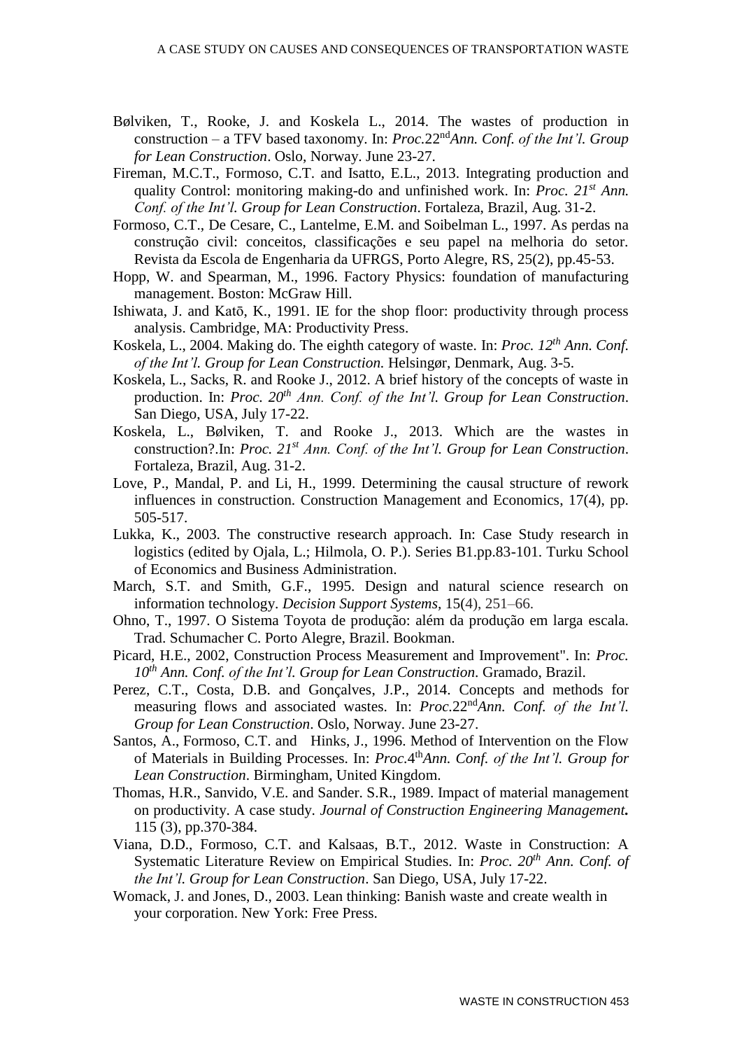Bølviken, T., Rooke, J. and Koskela L., 2014. The wastes of production in construction – a TFV based taxonomy. In: *Proc.*22nd*Ann. Conf. of the Int'l. Group for Lean Construction*. Oslo, Norway. June 23-27.

Fireman, M.C.T., Formoso, C.T. and Isatto, E.L., 2013. Integrating production and quality Control: monitoring making-do and unfinished work. In: *Proc. 21st Ann. Conf. of the Int'l. Group for Lean Construction*. Fortaleza, Brazil, Aug. 31-2.

Formoso, C.T., De Cesare, C., Lantelme, E.M. and Soibelman L., 1997. As perdas na construção civil: conceitos, classificações e seu papel na melhoria do setor. Revista da Escola de Engenharia da UFRGS, Porto Alegre, RS, 25(2), pp.45-53.

Hopp, W. and Spearman, M., 1996. Factory Physics: foundation of manufacturing management. Boston: McGraw Hill.

Ishiwata, J. and Katō, K., 1991. IE for the shop floor: productivity through process analysis. Cambridge, MA: Productivity Press.

Koskela, L., 2004. Making do. The eighth category of waste. In: *Proc. 12th Ann. Conf. of the Int'l. Group for Lean Construction.* Helsingør, Denmark, Aug. 3-5.

Koskela, L., Sacks, R. and Rooke J., 2012. A brief history of the concepts of waste in production. In: *Proc. 20th Ann. Conf. of the Int'l. Group for Lean Construction*. San Diego, USA, July 17-22.

Koskela, L., Bølviken, T. and Rooke J., 2013. Which are the wastes in construction?.In: *Proc. 21st Ann. Conf. of the Int'l. Group for Lean Construction*. Fortaleza, Brazil, Aug. 31-2.

Love, P., Mandal, P. and Li, H., 1999. Determining the causal structure of rework influences in construction. Construction Management and Economics, 17(4), pp. 505-517.

Lukka, K., 2003. The constructive research approach. In: Case Study research in logistics (edited by Ojala, L.; Hilmola, O. P.). Series B1.pp.83-101. Turku School of Economics and Business Administration.

March, S.T. and Smith, G.F., 1995. Design and natural science research on information technology. *Decision Support Systems*, 15(4), 251–66.

Ohno, T., 1997. O Sistema Toyota de produção: além da produção em larga escala. Trad. Schumacher C. Porto Alegre, Brazil. Bookman.

Picard, H.E., 2002, Construction Process Measurement and Improvement". In: *Proc. 10th Ann. Conf. of the Int'l. Group for Lean Construction*. Gramado, Brazil.

Perez, C.T., Costa, D.B. and Gonçalves, J.P., 2014. Concepts and methods for measuring flows and associated wastes. In: *Proc.*22nd*Ann. Conf. of the Int'l. Group for Lean Construction*. Oslo, Norway. June 23-27.

Santos, A., Formoso, C.T. and Hinks, J., 1996. Method of Intervention on the Flow of Materials in Building Processes. In: *Proc.*4th*Ann. Conf. of the Int'l. Group for Lean Construction*. Birmingham, United Kingdom.

Thomas, H.R., Sanvido, V.E. and Sander. S.R., 1989. Impact of material management on productivity. A case study. *Journal of Construction Engineering Management.* 115 (3), pp.370-384.

Viana, D.D., Formoso, C.T. and Kalsaas, B.T., 2012. Waste in Construction: A Systematic Literature Review on Empirical Studies. In: *Proc. 20th Ann. Conf. of the Int'l. Group for Lean Construction*. San Diego, USA, July 17-22.

Womack, J. and Jones, D., 2003. Lean thinking: Banish waste and create wealth in your corporation. New York: Free Press.